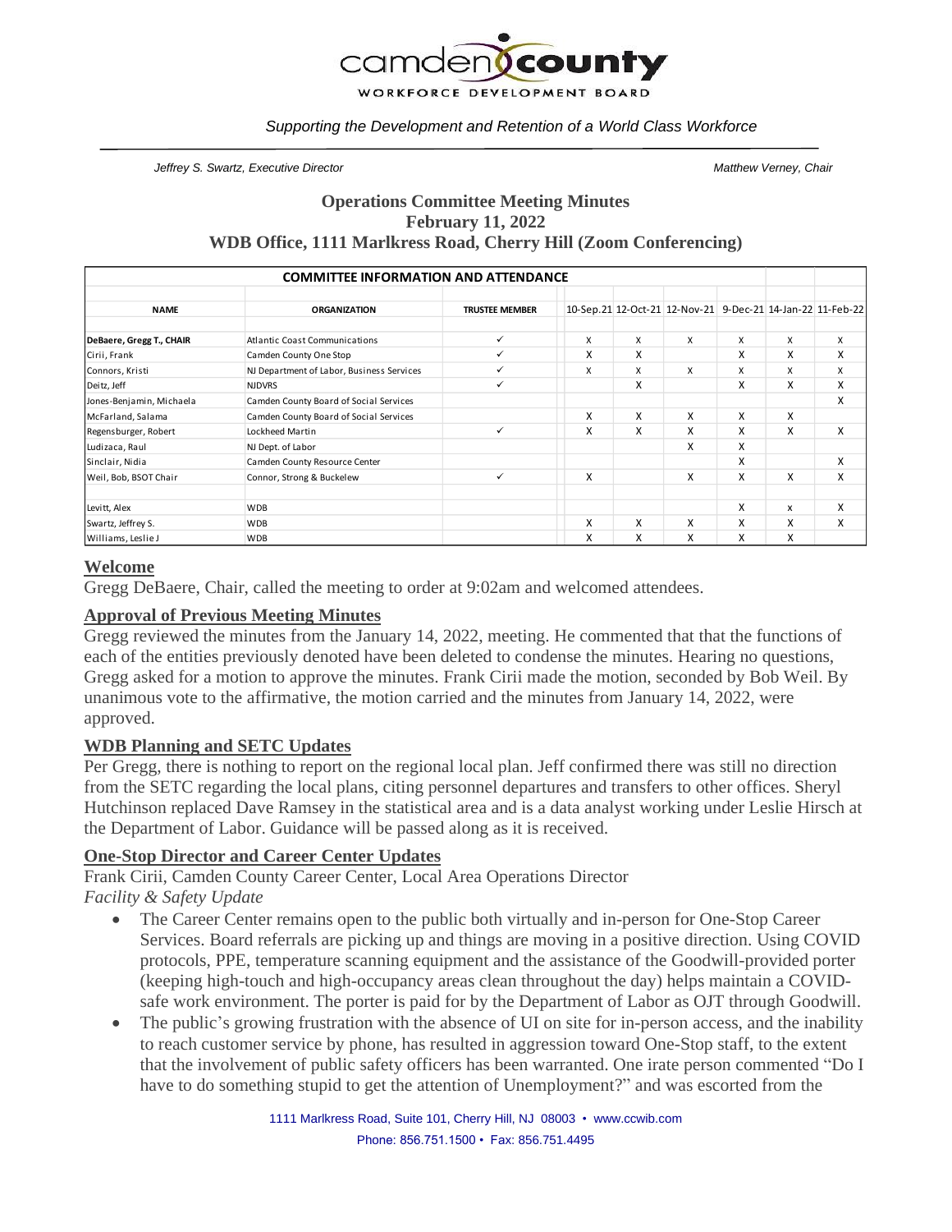camden county

WORKFORCE DEVELOPMENT BOARD

*Supporting the Development and Retention of a World Class Workforce*

*Jeffrey S. Swartz, Executive Director* *Matthew Verney, Chair*

# Operations Committee Meeting Minutes
## February 11, 2022
## WDB Office, 1111 Marlkress Road, Cherry Hill (Zoom Conferencing)

| COMMITTEE INFORMATION AND ATTENDANCE | | | | | | | | |
|---|---|---|---|---|---|---|---|---|
| **NAME** | **ORGANIZATION** | **TRUSTEE MEMBER** | 10-Sep.21 | 12-Oct-21 | 12-Nov-21 | 9-Dec-21 | 14-Jan-22 | 11-Feb-22 |
| **DeBaere, Gregg T., CHAIR** | Atlantic Coast Communications | ✓ | X | X | X | X | X | X |
| Cirii, Frank | Camden County One Stop | ✓ | X | X | | X | X | X |
| Connors, Kristi | NJ Department of Labor, Business Services | ✓ | X | X | X | X | X | X |
| Deitz, Jeff | NJDVRS | ✓ | | X | | X | X | X |
| Jones-Benjamin, Michaela | Camden County Board of Social Services | | | | | | | X |
| McFarland, Salama | Camden County Board of Social Services | | X | X | X | X | X | |
| Regensburger, Robert | Lockheed Martin | ✓ | X | X | X | X | X | X |
| Ludizaca, Raul | NJ Dept. of Labor | | | | X | X | | |
| Sinclair, Nidia | Camden County Resource Center | | | | | X | | X |
| Weil, Bob, BSOT Chair | Connor, Strong & Buckelew | ✓ | X | | X | X | X | X |
| Levitt, Alex | WDB | | | | | X | X | X |
| Swartz, Jeffrey S. | WDB | | X | X | X | X | X | X |
| Williams, Leslie J | WDB | | X | X | X | X | X | |

## Welcome

Gregg DeBaere, Chair, called the meeting to order at 9:02am and welcomed attendees.

## Approval of Previous Meeting Minutes

Gregg reviewed the minutes from the January 14, 2022, meeting. He commented that that the functions of each of the entities previously denoted have been deleted to condense the minutes. Hearing no questions, Gregg asked for a motion to approve the minutes. Frank Cirii made the motion, seconded by Bob Weil. By unanimous vote to the affirmative, the motion carried and the minutes from January 14, 2022, were approved.

## WDB Planning and SETC Updates

Per Gregg, there is nothing to report on the regional local plan. Jeff confirmed there was still no direction from the SETC regarding the local plans, citing personnel departures and transfers to other offices. Sheryl Hutchinson replaced Dave Ramsey in the statistical area and is a data analyst working under Leslie Hirsch at the Department of Labor. Guidance will be passed along as it is received.

## One-Stop Director and Career Center Updates

Frank Cirii, Camden County Career Center, Local Area Operations Director

*Facility & Safety Update*

- The Career Center remains open to the public both virtually and in-person for One-Stop Career Services. Board referrals are picking up and things are moving in a positive direction. Using COVID protocols, PPE, temperature scanning equipment and the assistance of the Goodwill-provided porter (keeping high-touch and high-occupancy areas clean throughout the day) helps maintain a COVID-safe work environment. The porter is paid for by the Department of Labor as OJT through Goodwill.
- The public's growing frustration with the absence of UI on site for in-person access, and the inability to reach customer service by phone, has resulted in aggression toward One-Stop staff, to the extent that the involvement of public safety officers has been warranted. One irate person commented "Do I have to do something stupid to get the attention of Unemployment?" and was escorted from the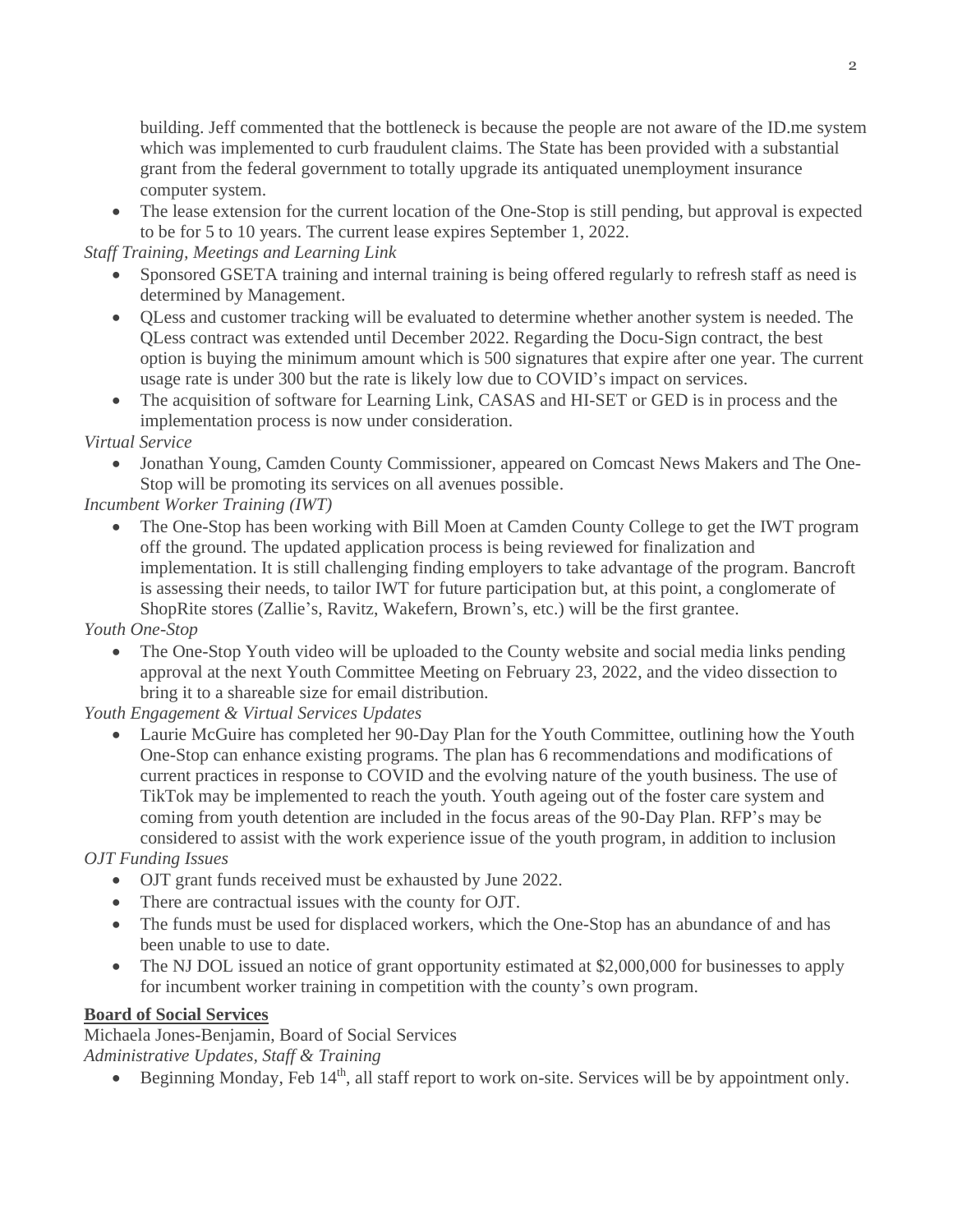building. Jeff commented that the bottleneck is because the people are not aware of the ID.me system which was implemented to curb fraudulent claims. The State has been provided with a substantial grant from the federal government to totally upgrade its antiquated unemployment insurance computer system.

- The lease extension for the current location of the One-Stop is still pending, but approval is expected to be for 5 to 10 years. The current lease expires September 1, 2022.

*Staff Training, Meetings and Learning Link*

- Sponsored GSETA training and internal training is being offered regularly to refresh staff as need is determined by Management.
- QLess and customer tracking will be evaluated to determine whether another system is needed. The QLess contract was extended until December 2022. Regarding the Docu-Sign contract, the best option is buying the minimum amount which is 500 signatures that expire after one year. The current usage rate is under 300 but the rate is likely low due to COVID's impact on services.
- The acquisition of software for Learning Link, CASAS and HI-SET or GED is in process and the implementation process is now under consideration.

*Virtual Service*

- Jonathan Young, Camden County Commissioner, appeared on Comcast News Makers and The One-Stop will be promoting its services on all avenues possible.

*Incumbent Worker Training (IWT)*

- The One-Stop has been working with Bill Moen at Camden County College to get the IWT program off the ground. The updated application process is being reviewed for finalization and implementation. It is still challenging finding employers to take advantage of the program. Bancroft is assessing their needs, to tailor IWT for future participation but, at this point, a conglomerate of ShopRite stores (Zallie's, Ravitz, Wakefern, Brown's, etc.) will be the first grantee.

*Youth One-Stop*

- The One-Stop Youth video will be uploaded to the County website and social media links pending approval at the next Youth Committee Meeting on February 23, 2022, and the video dissection to bring it to a shareable size for email distribution.

*Youth Engagement & Virtual Services Updates*

- Laurie McGuire has completed her 90-Day Plan for the Youth Committee, outlining how the Youth One-Stop can enhance existing programs. The plan has 6 recommendations and modifications of current practices in response to COVID and the evolving nature of the youth business. The use of TikTok may be implemented to reach the youth. Youth ageing out of the foster care system and coming from youth detention are included in the focus areas of the 90-Day Plan. RFP's may be considered to assist with the work experience issue of the youth program, in addition to inclusion

*OJT Funding Issues*

- OJT grant funds received must be exhausted by June 2022.
- There are contractual issues with the county for OJT.
- The funds must be used for displaced workers, which the One-Stop has an abundance of and has been unable to use to date.
- The NJ DOL issued an notice of grant opportunity estimated at $2,000,000 for businesses to apply for incumbent worker training in competition with the county's own program.

**<u>Board of Social Services</u>**

Michaela Jones-Benjamin, Board of Social Services

*Administrative Updates, Staff & Training*

- Beginning Monday, Feb 14th, all staff report to work on-site. Services will be by appointment only.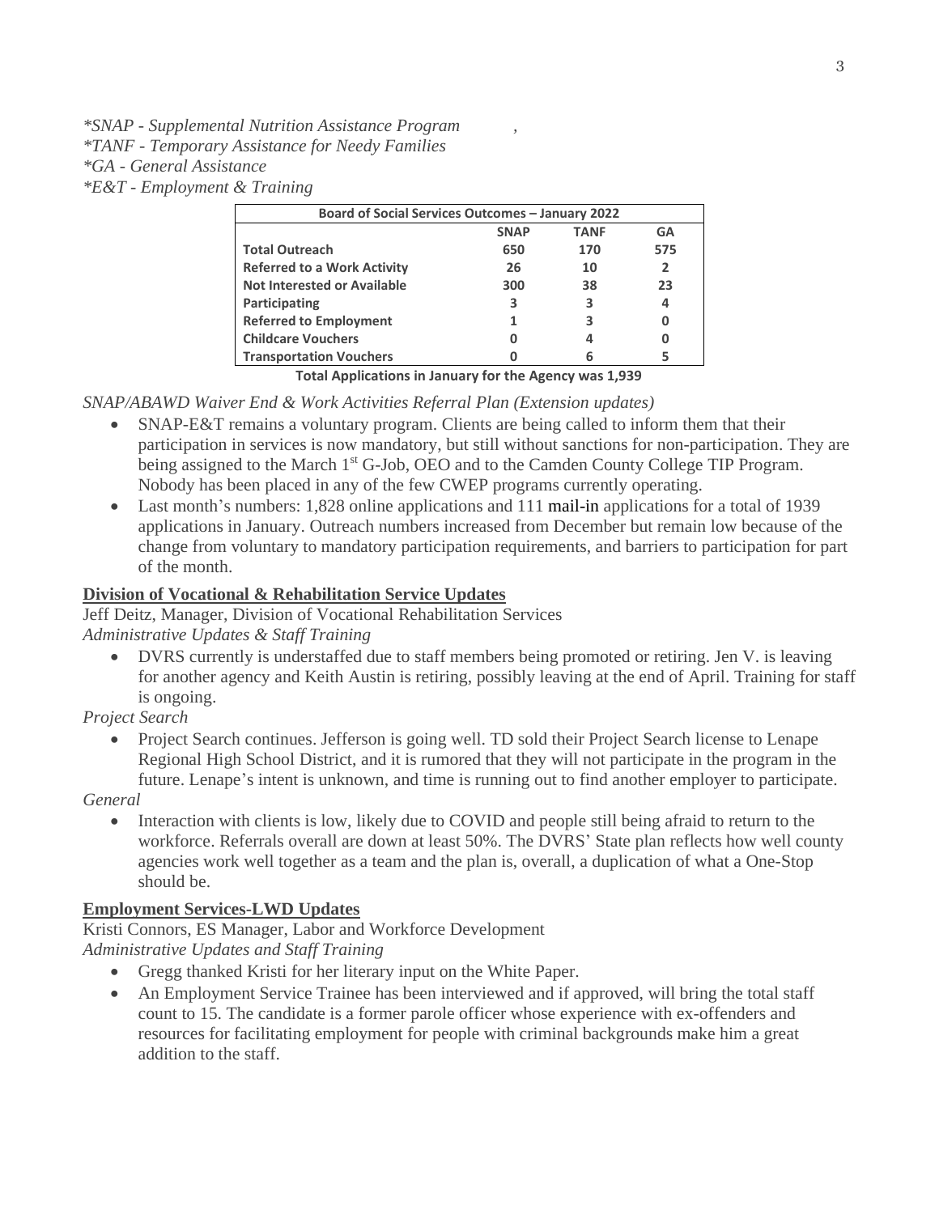*\*SNAP - Supplemental Nutrition Assistance Program*
*\*TANF - Temporary Assistance for Needy Families*
*\*GA - General Assistance*
*\*E&T - Employment & Training*

| Board of Social Services Outcomes – January 2022 | | | |
|---|---|---|---|
| | **SNAP** | **TANF** | **GA** |
| **Total Outreach** | **650** | **170** | **575** |
| **Referred to a Work Activity** | **26** | **10** | **2** |
| **Not Interested or Available** | **300** | **38** | **23** |
| **Participating** | **3** | **3** | **4** |
| **Referred to Employment** | **1** | **3** | **0** |
| **Childcare Vouchers** | **0** | **4** | **0** |
| **Transportation Vouchers** | **0** | **6** | **5** |

**Total Applications in January for the Agency was 1,939**

*SNAP/ABAWD Waiver End & Work Activities Referral Plan (Extension updates)*

- SNAP-E&T remains a voluntary program. Clients are being called to inform them that their participation in services is now mandatory, but still without sanctions for non-participation. They are being assigned to the March 1st G-Job, OEO and to the Camden County College TIP Program. Nobody has been placed in any of the few CWEP programs currently operating.
- Last month's numbers: 1,828 online applications and 111 mail-in applications for a total of 1939 applications in January. Outreach numbers increased from December but remain low because of the change from voluntary to mandatory participation requirements, and barriers to participation for part of the month.

### Division of Vocational & Rehabilitation Service Updates

Jeff Deitz, Manager, Division of Vocational Rehabilitation Services
*Administrative Updates & Staff Training*

- DVRS currently is understaffed due to staff members being promoted or retiring. Jen V. is leaving for another agency and Keith Austin is retiring, possibly leaving at the end of April. Training for staff is ongoing.

*Project Search*

- Project Search continues. Jefferson is going well. TD sold their Project Search license to Lenape Regional High School District, and it is rumored that they will not participate in the program in the future. Lenape's intent is unknown, and time is running out to find another employer to participate.

*General*

- Interaction with clients is low, likely due to COVID and people still being afraid to return to the workforce. Referrals overall are down at least 50%. The DVRS' State plan reflects how well county agencies work well together as a team and the plan is, overall, a duplication of what a One-Stop should be.

### Employment Services-LWD Updates

Kristi Connors, ES Manager, Labor and Workforce Development
*Administrative Updates and Staff Training*

- Gregg thanked Kristi for her literary input on the White Paper.
- An Employment Service Trainee has been interviewed and if approved, will bring the total staff count to 15. The candidate is a former parole officer whose experience with ex-offenders and resources for facilitating employment for people with criminal backgrounds make him a great addition to the staff.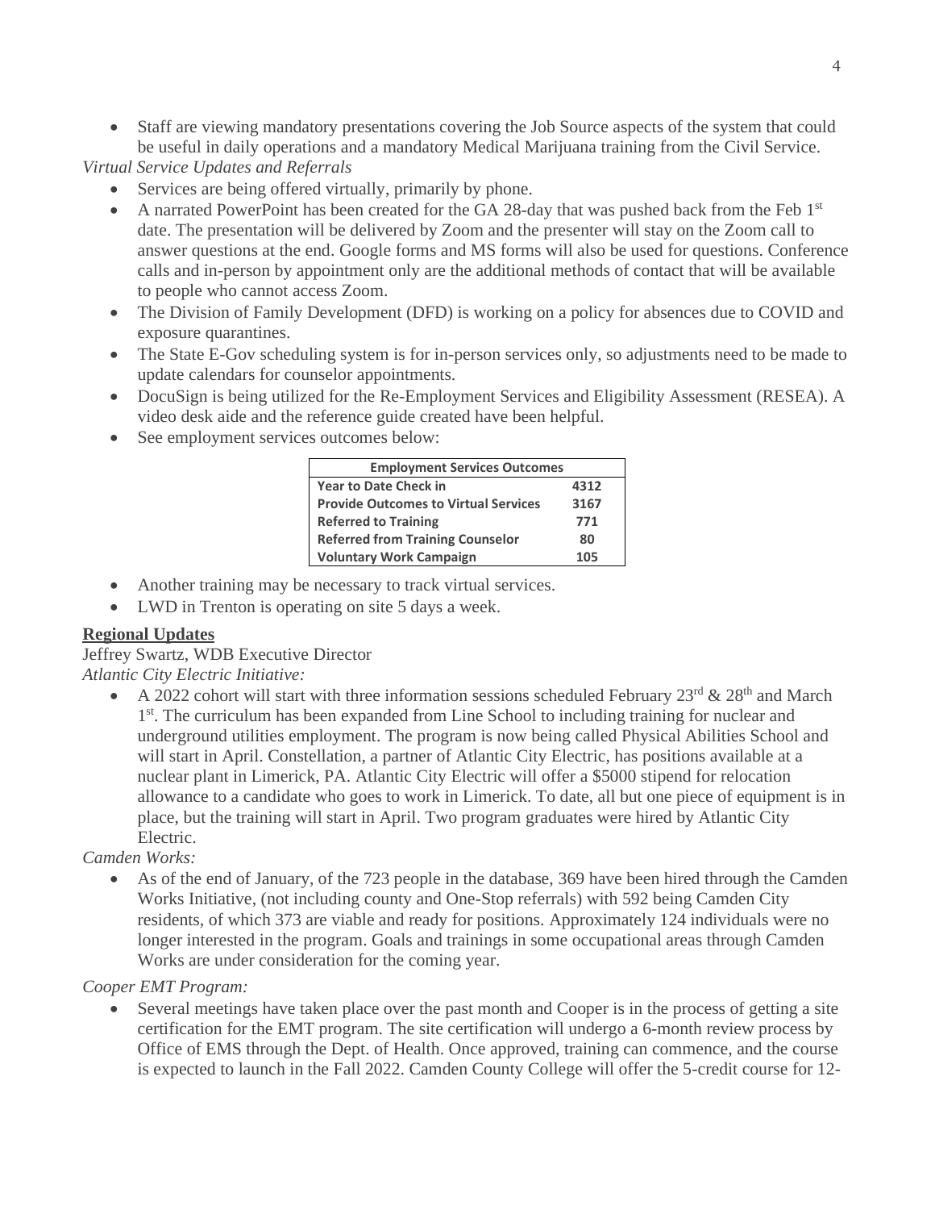- Staff are viewing mandatory presentations covering the Job Source aspects of the system that could be useful in daily operations and a mandatory Medical Marijuana training from the Civil Service.

*Virtual Service Updates and Referrals*

- Services are being offered virtually, primarily by phone.
- A narrated PowerPoint has been created for the GA 28-day that was pushed back from the Feb 1st date. The presentation will be delivered by Zoom and the presenter will stay on the Zoom call to answer questions at the end. Google forms and MS forms will also be used for questions. Conference calls and in-person by appointment only are the additional methods of contact that will be available to people who cannot access Zoom.
- The Division of Family Development (DFD) is working on a policy for absences due to COVID and exposure quarantines.
- The State E-Gov scheduling system is for in-person services only, so adjustments need to be made to update calendars for counselor appointments.
- DocuSign is being utilized for the Re-Employment Services and Eligibility Assessment (RESEA). A video desk aide and the reference guide created have been helpful.
- See employment services outcomes below:

| Employment Services Outcomes | |
|---|---|
| **Year to Date Check in** | **4312** |
| **Provide Outcomes to Virtual Services** | **3167** |
| **Referred to Training** | **771** |
| **Referred from Training Counselor** | **80** |
| **Voluntary Work Campaign** | **105** |

- Another training may be necessary to track virtual services.
- LWD in Trenton is operating on site 5 days a week.

**<u>Regional Updates</u>**

Jeffrey Swartz, WDB Executive Director

*Atlantic City Electric Initiative:*

- A 2022 cohort will start with three information sessions scheduled February 23rd & 28th and March 1st. The curriculum has been expanded from Line School to including training for nuclear and underground utilities employment. The program is now being called Physical Abilities School and will start in April. Constellation, a partner of Atlantic City Electric, has positions available at a nuclear plant in Limerick, PA. Atlantic City Electric will offer a $5000 stipend for relocation allowance to a candidate who goes to work in Limerick. To date, all but one piece of equipment is in place, but the training will start in April. Two program graduates were hired by Atlantic City Electric.

*Camden Works:*

- As of the end of January, of the 723 people in the database, 369 have been hired through the Camden Works Initiative, (not including county and One-Stop referrals) with 592 being Camden City residents, of which 373 are viable and ready for positions. Approximately 124 individuals were no longer interested in the program. Goals and trainings in some occupational areas through Camden Works are under consideration for the coming year.

*Cooper EMT Program:*

- Several meetings have taken place over the past month and Cooper is in the process of getting a site certification for the EMT program. The site certification will undergo a 6-month review process by Office of EMS through the Dept. of Health. Once approved, training can commence, and the course is expected to launch in the Fall 2022. Camden County College will offer the 5-credit course for 12-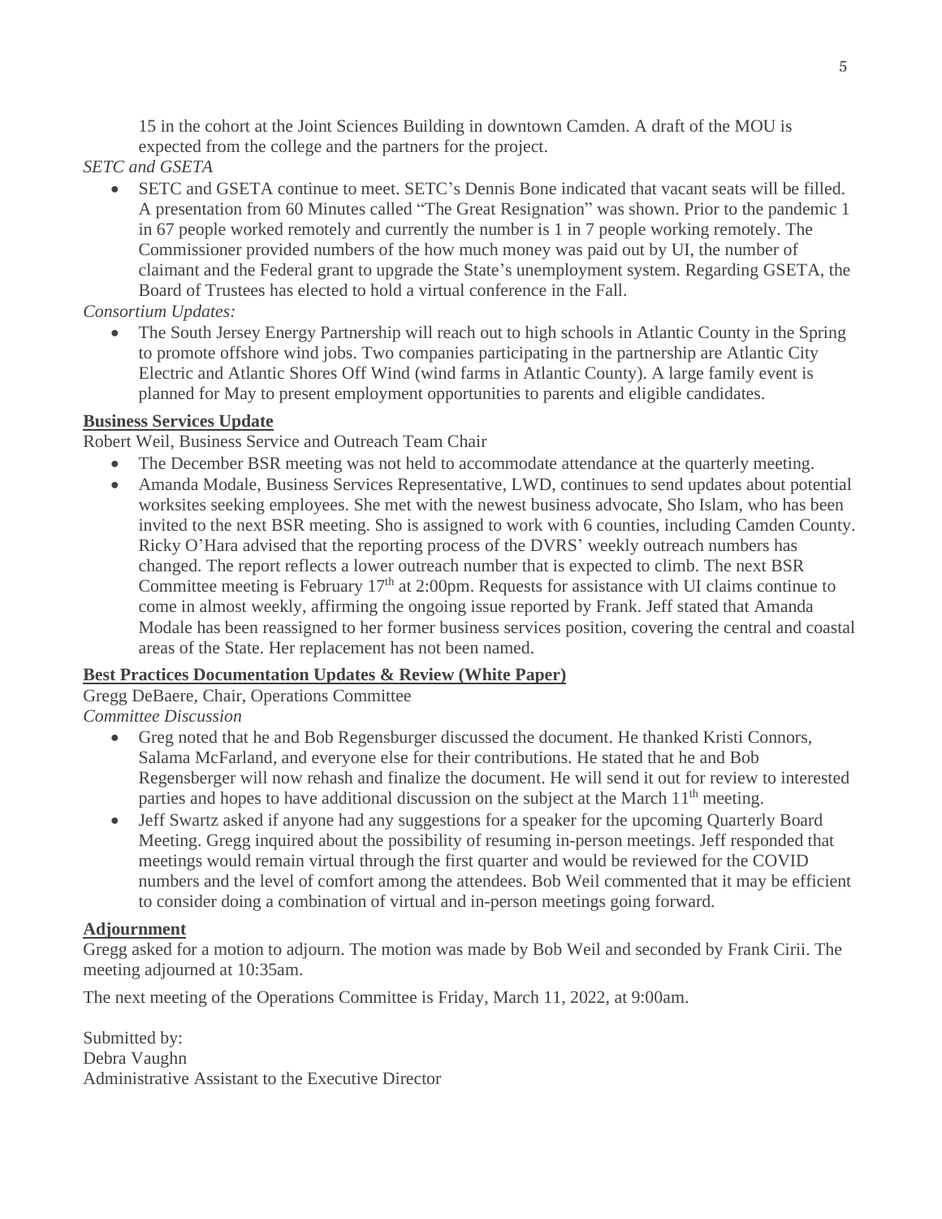15 in the cohort at the Joint Sciences Building in downtown Camden. A draft of the MOU is expected from the college and the partners for the project.

*SETC and GSETA*

- SETC and GSETA continue to meet. SETC's Dennis Bone indicated that vacant seats will be filled. A presentation from 60 Minutes called "The Great Resignation" was shown. Prior to the pandemic 1 in 67 people worked remotely and currently the number is 1 in 7 people working remotely. The Commissioner provided numbers of the how much money was paid out by UI, the number of claimant and the Federal grant to upgrade the State's unemployment system. Regarding GSETA, the Board of Trustees has elected to hold a virtual conference in the Fall.

*Consortium Updates:*

- The South Jersey Energy Partnership will reach out to high schools in Atlantic County in the Spring to promote offshore wind jobs. Two companies participating in the partnership are Atlantic City Electric and Atlantic Shores Off Wind (wind farms in Atlantic County). A large family event is planned for May to present employment opportunities to parents and eligible candidates.

**Business Services Update**

Robert Weil, Business Service and Outreach Team Chair

- The December BSR meeting was not held to accommodate attendance at the quarterly meeting.
- Amanda Modale, Business Services Representative, LWD, continues to send updates about potential worksites seeking employees. She met with the newest business advocate, Sho Islam, who has been invited to the next BSR meeting. Sho is assigned to work with 6 counties, including Camden County. Ricky O'Hara advised that the reporting process of the DVRS' weekly outreach numbers has changed. The report reflects a lower outreach number that is expected to climb. The next BSR Committee meeting is February 17th at 2:00pm. Requests for assistance with UI claims continue to come in almost weekly, affirming the ongoing issue reported by Frank. Jeff stated that Amanda Modale has been reassigned to her former business services position, covering the central and coastal areas of the State. Her replacement has not been named.

**Best Practices Documentation Updates & Review (White Paper)**

Gregg DeBaere, Chair, Operations Committee

*Committee Discussion*

- Greg noted that he and Bob Regensburger discussed the document. He thanked Kristi Connors, Salama McFarland, and everyone else for their contributions. He stated that he and Bob Regensberger will now rehash and finalize the document. He will send it out for review to interested parties and hopes to have additional discussion on the subject at the March 11th meeting.
- Jeff Swartz asked if anyone had any suggestions for a speaker for the upcoming Quarterly Board Meeting. Gregg inquired about the possibility of resuming in-person meetings. Jeff responded that meetings would remain virtual through the first quarter and would be reviewed for the COVID numbers and the level of comfort among the attendees. Bob Weil commented that it may be efficient to consider doing a combination of virtual and in-person meetings going forward.

**Adjournment**

Gregg asked for a motion to adjourn. The motion was made by Bob Weil and seconded by Frank Cirii. The meeting adjourned at 10:35am.

The next meeting of the Operations Committee is Friday, March 11, 2022, at 9:00am.

Submitted by:
Debra Vaughn
Administrative Assistant to the Executive Director